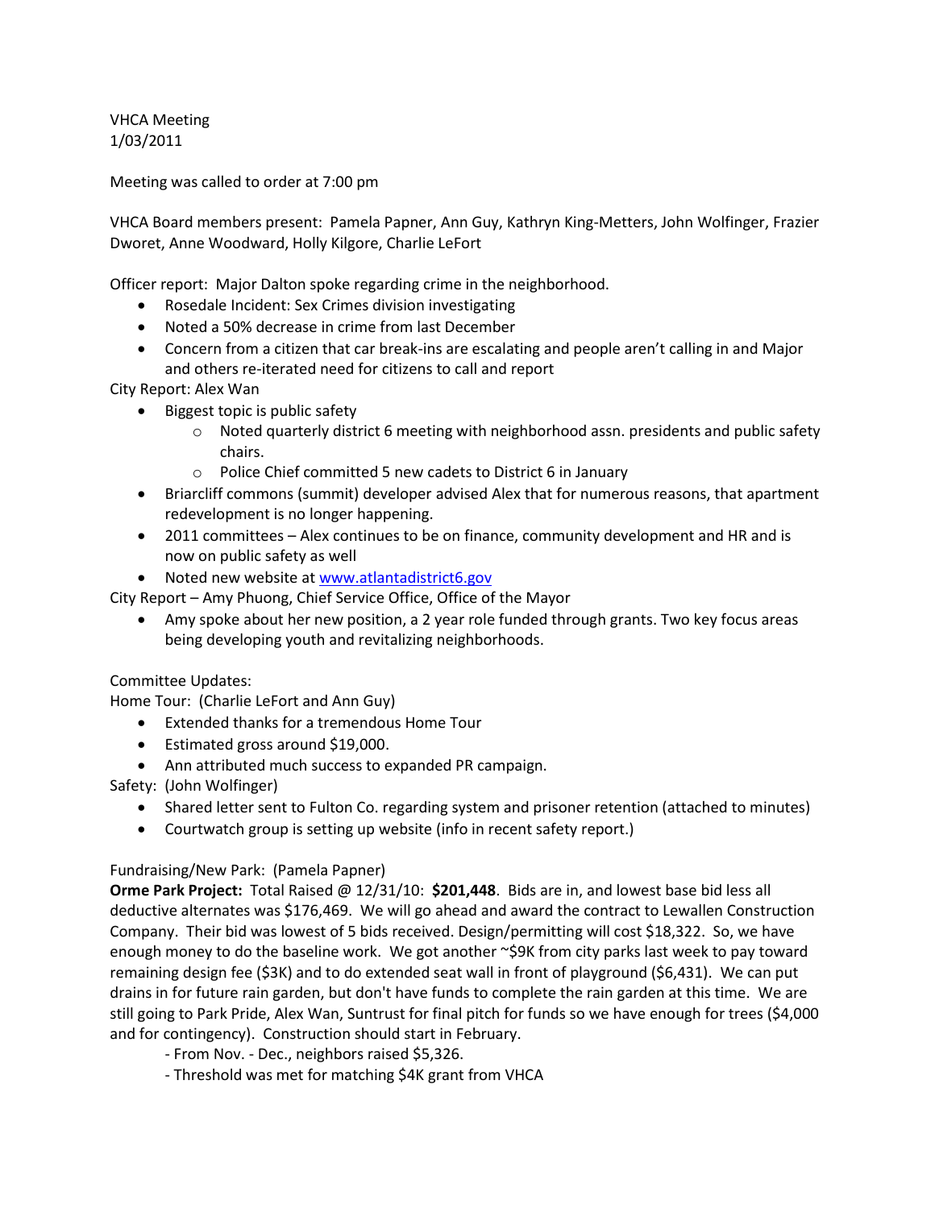VHCA Meeting
1/03/2011

Meeting was called to order at 7:00 pm

VHCA Board members present: Pamela Papner, Ann Guy, Kathryn King-Metters, John Wolfinger, Frazier Dworet, Anne Woodward, Holly Kilgore, Charlie LeFort

Officer report: Major Dalton spoke regarding crime in the neighborhood.

- Rosedale Incident: Sex Crimes division investigating
- Noted a 50% decrease in crime from last December
- Concern from a citizen that car break-ins are escalating and people aren't calling in and Major and others re-iterated need for citizens to call and report

City Report: Alex Wan

- Biggest topic is public safety
  - Noted quarterly district 6 meeting with neighborhood assn. presidents and public safety chairs.
  - Police Chief committed 5 new cadets to District 6 in January
- Briarcliff commons (summit) developer advised Alex that for numerous reasons, that apartment redevelopment is no longer happening.
- 2011 committees – Alex continues to be on finance, community development and HR and is now on public safety as well
- Noted new website at [www.atlantadistrict6.gov](www.atlantadistrict6.gov)

City Report – Amy Phuong, Chief Service Office, Office of the Mayor

- Amy spoke about her new position, a 2 year role funded through grants. Two key focus areas being developing youth and revitalizing neighborhoods.

Committee Updates:
Home Tour: (Charlie LeFort and Ann Guy)

- Extended thanks for a tremendous Home Tour
- Estimated gross around $19,000.
- Ann attributed much success to expanded PR campaign.

Safety: (John Wolfinger)

- Shared letter sent to Fulton Co. regarding system and prisoner retention (attached to minutes)
- Courtwatch group is setting up website (info in recent safety report.)

Fundraising/New Park: (Pamela Papner)
**Orme Park Project:** Total Raised @ 12/31/10: **$201,448**. Bids are in, and lowest base bid less all deductive alternates was $176,469. We will go ahead and award the contract to Lewallen Construction Company. Their bid was lowest of 5 bids received. Design/permitting will cost $18,322. So, we have enough money to do the baseline work. We got another ~$9K from city parks last week to pay toward remaining design fee ($3K) and to do extended seat wall in front of playground ($6,431). We can put drains in for future rain garden, but don't have funds to complete the rain garden at this time. We are still going to Park Pride, Alex Wan, Suntrust for final pitch for funds so we have enough for trees ($4,000 and for contingency). Construction should start in February.

- From Nov. - Dec., neighbors raised $5,326.
- Threshold was met for matching $4K grant from VHCA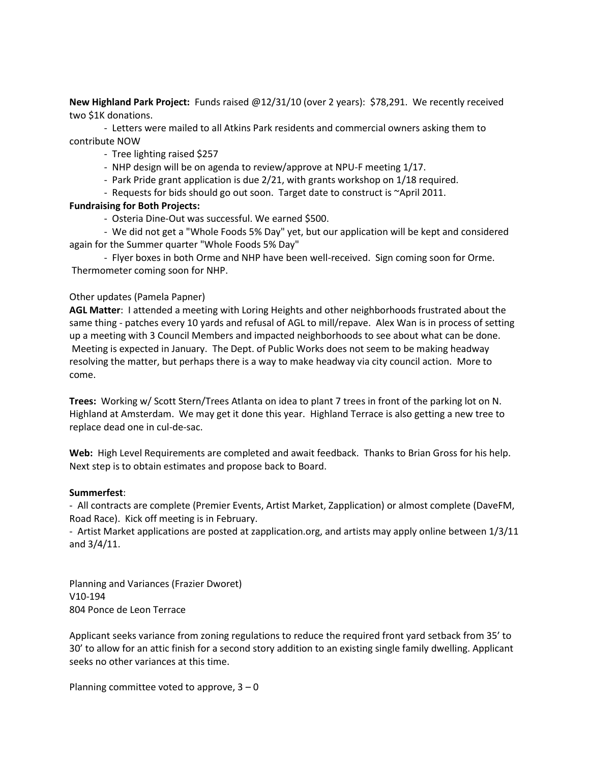**New Highland Park Project:** Funds raised @12/31/10 (over 2 years): $78,291. We recently received two $1K donations.

- Letters were mailed to all Atkins Park residents and commercial owners asking them to contribute NOW
- Tree lighting raised $257
- NHP design will be on agenda to review/approve at NPU-F meeting 1/17.
- Park Pride grant application is due 2/21, with grants workshop on 1/18 required.
- Requests for bids should go out soon. Target date to construct is ~April 2011.

**Fundraising for Both Projects:**

- Osteria Dine-Out was successful. We earned $500.
- We did not get a "Whole Foods 5% Day" yet, but our application will be kept and considered again for the Summer quarter "Whole Foods 5% Day"
- Flyer boxes in both Orme and NHP have been well-received. Sign coming soon for Orme. Thermometer coming soon for NHP.

Other updates (Pamela Papner)

**AGL Matter**: I attended a meeting with Loring Heights and other neighborhoods frustrated about the same thing - patches every 10 yards and refusal of AGL to mill/repave. Alex Wan is in process of setting up a meeting with 3 Council Members and impacted neighborhoods to see about what can be done. Meeting is expected in January. The Dept. of Public Works does not seem to be making headway resolving the matter, but perhaps there is a way to make headway via city council action. More to come.

**Trees:** Working w/ Scott Stern/Trees Atlanta on idea to plant 7 trees in front of the parking lot on N. Highland at Amsterdam. We may get it done this year. Highland Terrace is also getting a new tree to replace dead one in cul-de-sac.

**Web:** High Level Requirements are completed and await feedback. Thanks to Brian Gross for his help. Next step is to obtain estimates and propose back to Board.

**Summerfest**:

- All contracts are complete (Premier Events, Artist Market, Zapplication) or almost complete (DaveFM, Road Race). Kick off meeting is in February.
- Artist Market applications are posted at zapplication.org, and artists may apply online between 1/3/11 and 3/4/11.

Planning and Variances (Frazier Dworet)
V10-194
804 Ponce de Leon Terrace

Applicant seeks variance from zoning regulations to reduce the required front yard setback from 35' to 30' to allow for an attic finish for a second story addition to an existing single family dwelling. Applicant seeks no other variances at this time.

Planning committee voted to approve, 3 – 0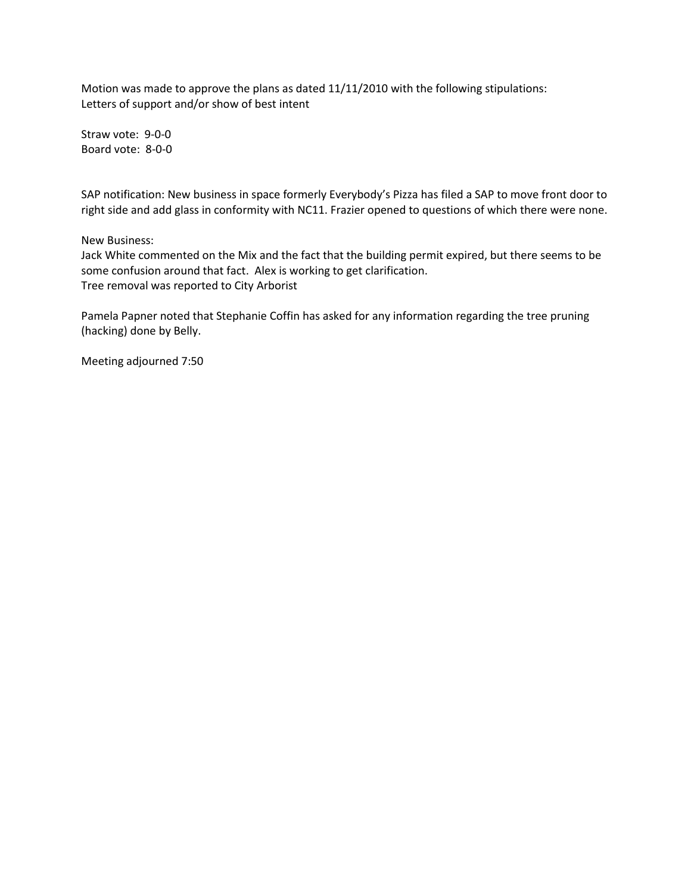Motion was made to approve the plans as dated 11/11/2010 with the following stipulations:
Letters of support and/or show of best intent

Straw vote: 9-0-0
Board vote: 8-0-0

SAP notification: New business in space formerly Everybody's Pizza has filed a SAP to move front door to right side and add glass in conformity with NC11. Frazier opened to questions of which there were none.

New Business:
Jack White commented on the Mix and the fact that the building permit expired, but there seems to be some confusion around that fact. Alex is working to get clarification.
Tree removal was reported to City Arborist

Pamela Papner noted that Stephanie Coffin has asked for any information regarding the tree pruning (hacking) done by Belly.

Meeting adjourned 7:50